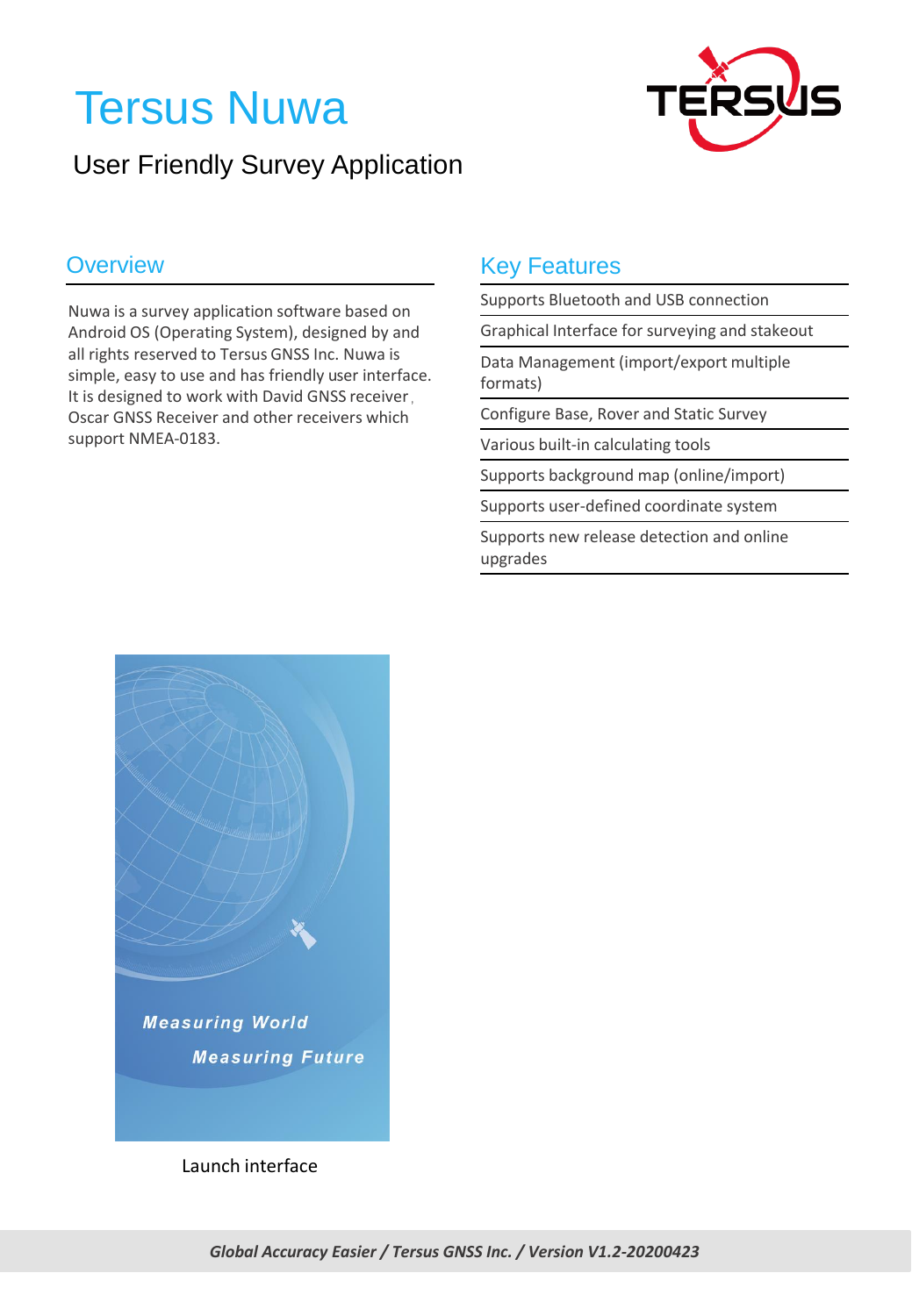# Tersus Nuwa

## User Friendly Survey Application

### Overview

Nuwa is a survey application software based on Android OS (Operating System), designed by and all rights reserved to Tersus GNSS Inc. Nuwa is simple, easy to use and has friendly user interface. It is designed to work with David GNSS receiver, Oscar GNSS Receiver and other receivers which support NMEA-0183.

### Key Features

- Supports Bluetooth and USB connection
- Graphical Interface for surveying and stakeout
- Data Management (import/export multiple formats)
- Configure Base, Rover and Static Survey
- Various built-in calculating tools
- Supports background map (online/import)
- Supports user-defined coordinate system
- Supports new release detection and online upgrades

Launch interface

*Global Accuracy Easier / Tersus GNSS Inc. / Version V1.2-20200423*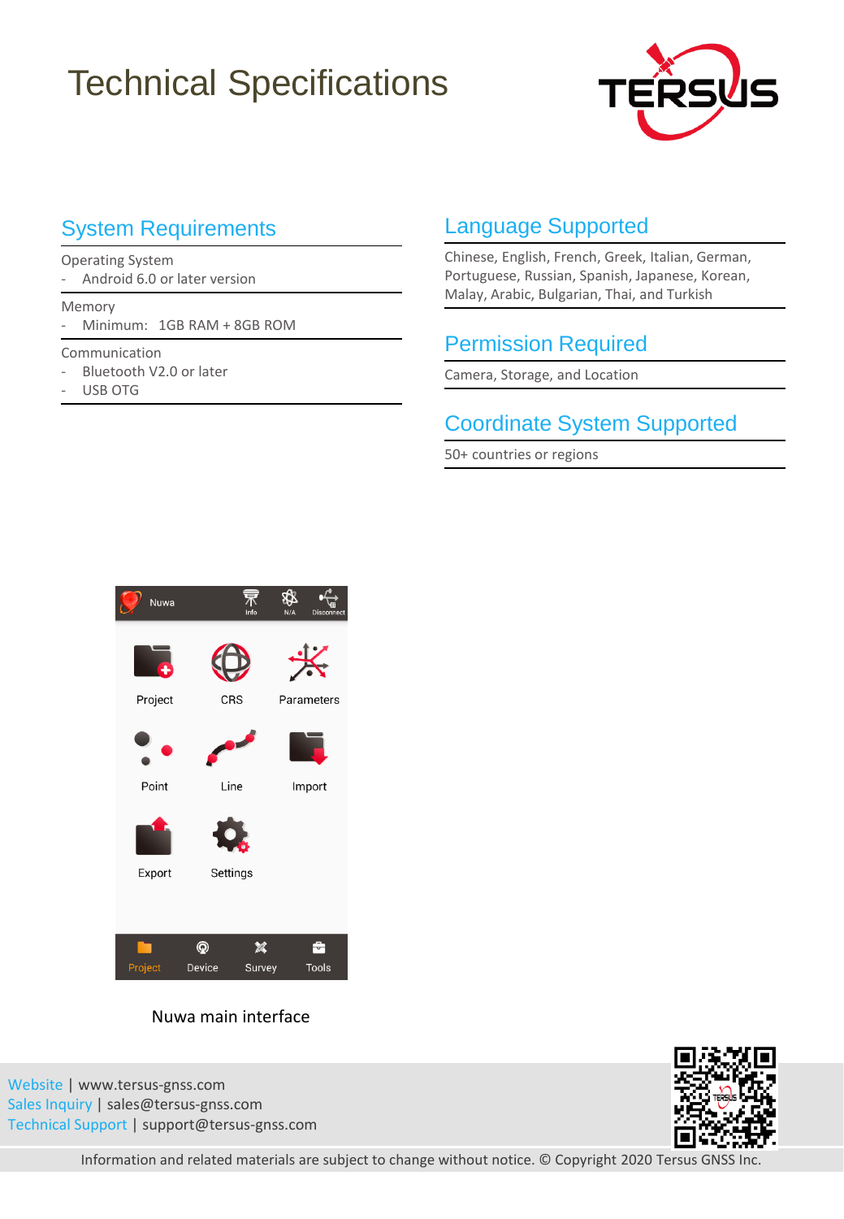# Technical Specifications

## System Requirements

Operating System
- Android 6.0 or later version

Memory
- Minimum: 1GB RAM + 8GB ROM

Communication
- Bluetooth V2.0 or later
- USB OTG

## Language Supported

Chinese, English, French, Greek, Italian, German, Portuguese, Russian, Spanish, Japanese, Korean, Malay, Arabic, Bulgarian, Thai, and Turkish

## Permission Required

Camera, Storage, and Location

## Coordinate System Supported

50+ countries or regions

Nuwa main interface

Website | www.tersus-gnss.com
Sales Inquiry | sales@tersus-gnss.com
Technical Support | support@tersus-gnss.com

Information and related materials are subject to change without notice. © Copyright 2020 Tersus GNSS Inc.